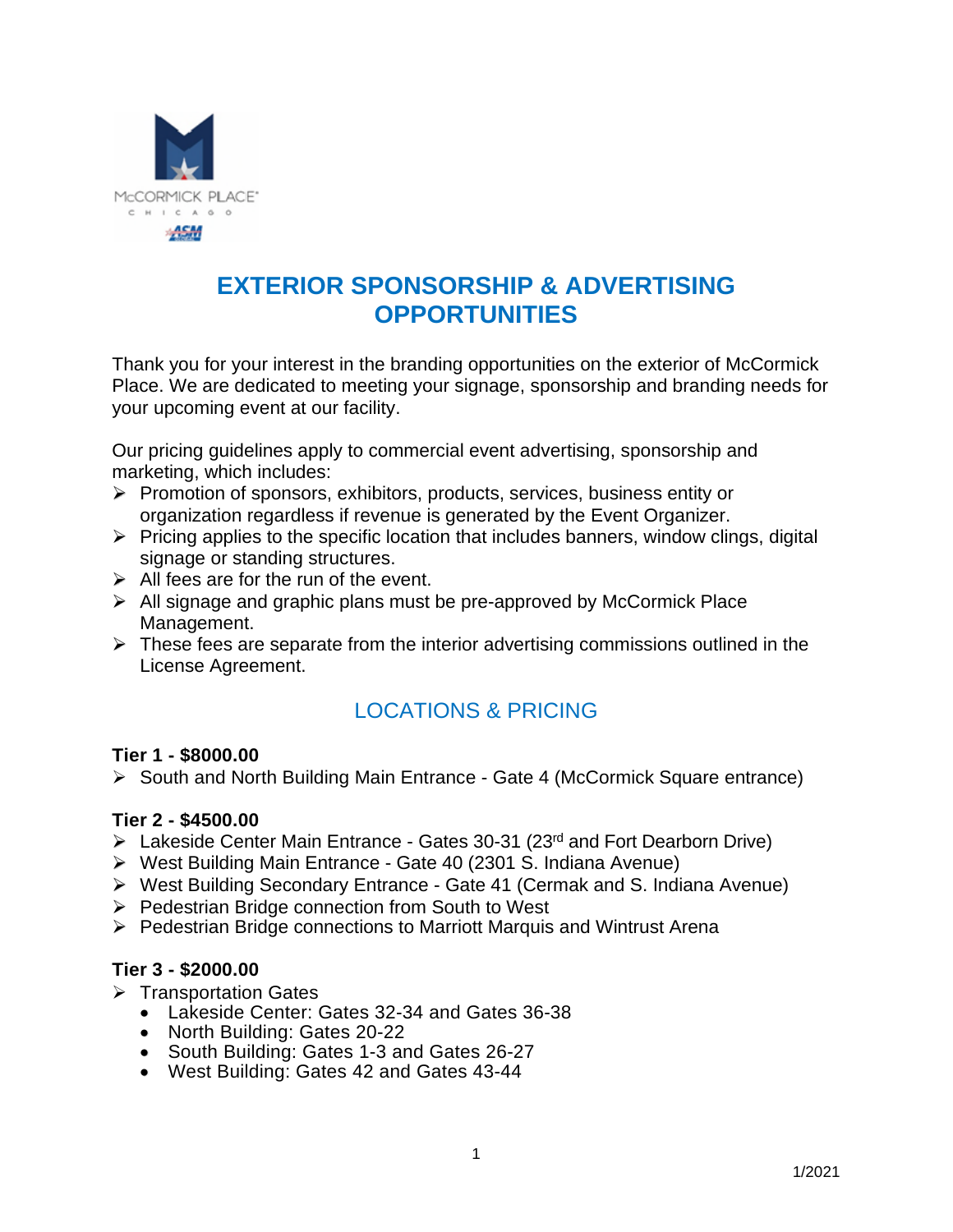# EXTERIOR SPONSORSHIP & ADVERTISING OPPORTUNITIES

Thank you for your interest in the branding opportunities on the exterior of McCormick Place. We are dedicated to meeting your signage, sponsorship and branding needs for your upcoming event at our facility.

Our pricing guidelines apply to commercial event advertising, sponsorship and marketing, which includes:

- Promotion of sponsors, exhibitors, products, services, business entity or organization regardless if revenue is generated by the Event Organizer.
- Pricing applies to the specific location that includes banners, window clings, digital signage or standing structures.
- All fees are for the run of the event.
- All signage and graphic plans must be pre-approved by McCormick Place Management.
- These fees are separate from the interior advertising commissions outlined in the License Agreement.

## LOCATIONS & PRICING

**Tier 1 - $8000.00**

- South and North Building Main Entrance - Gate 4 (McCormick Square entrance)

**Tier 2 - $4500.00**

- Lakeside Center Main Entrance - Gates 30-31 (23rd and Fort Dearborn Drive)
- West Building Main Entrance - Gate 40 (2301 S. Indiana Avenue)
- West Building Secondary Entrance - Gate 41 (Cermak and S. Indiana Avenue)
- Pedestrian Bridge connection from South to West
- Pedestrian Bridge connections to Marriott Marquis and Wintrust Arena

**Tier 3 - $2000.00**

- Transportation Gates
  - Lakeside Center: Gates 32-34 and Gates 36-38
  - North Building: Gates 20-22
  - South Building: Gates 1-3 and Gates 26-27
  - West Building: Gates 42 and Gates 43-44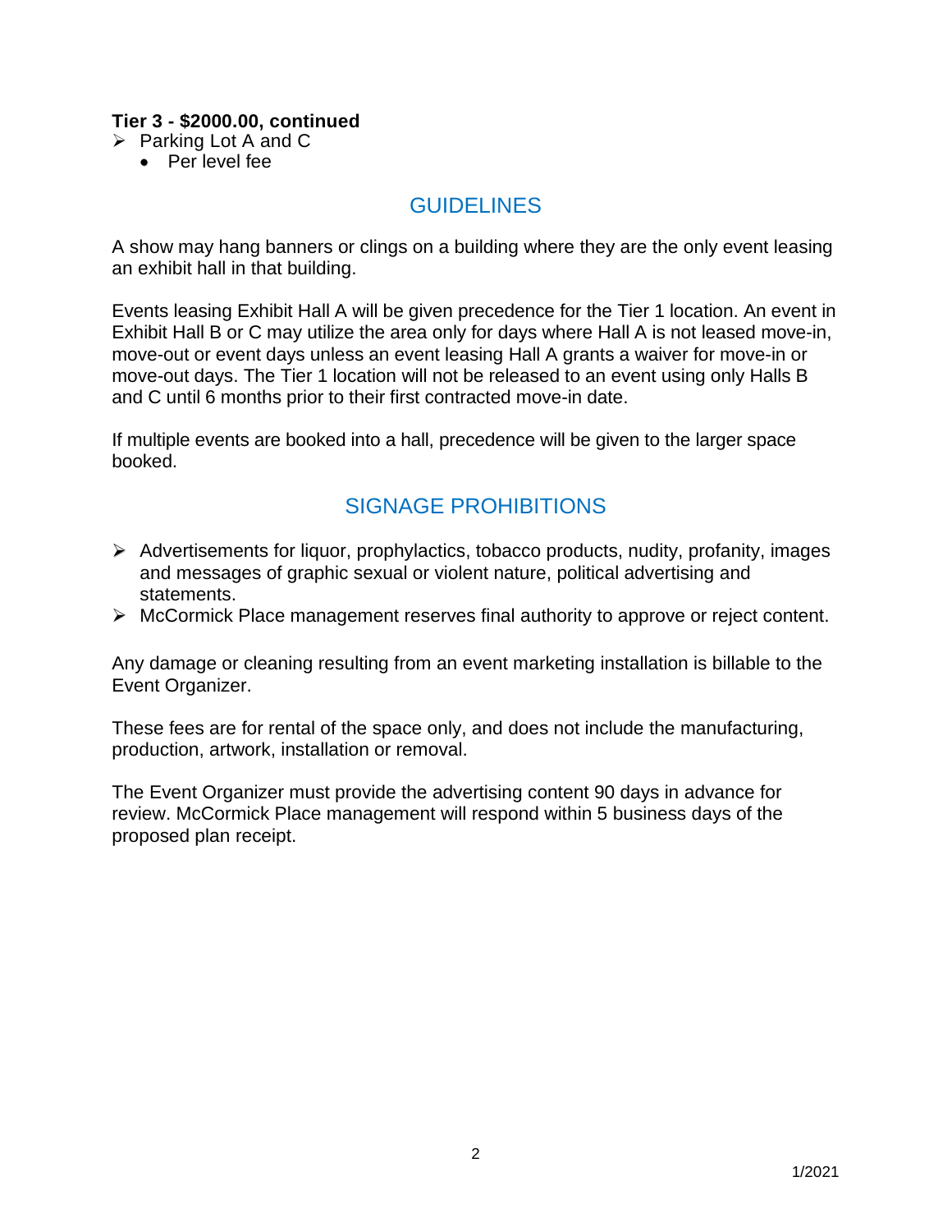**Tier 3 - $2000.00, continued**

- Parking Lot A and C
  - Per level fee

## GUIDELINES

A show may hang banners or clings on a building where they are the only event leasing an exhibit hall in that building.

Events leasing Exhibit Hall A will be given precedence for the Tier 1 location. An event in Exhibit Hall B or C may utilize the area only for days where Hall A is not leased move-in, move-out or event days unless an event leasing Hall A grants a waiver for move-in or move-out days. The Tier 1 location will not be released to an event using only Halls B and C until 6 months prior to their first contracted move-in date.

If multiple events are booked into a hall, precedence will be given to the larger space booked.

## SIGNAGE PROHIBITIONS

- Advertisements for liquor, prophylactics, tobacco products, nudity, profanity, images and messages of graphic sexual or violent nature, political advertising and statements.
- McCormick Place management reserves final authority to approve or reject content.

Any damage or cleaning resulting from an event marketing installation is billable to the Event Organizer.

These fees are for rental of the space only, and does not include the manufacturing, production, artwork, installation or removal.

The Event Organizer must provide the advertising content 90 days in advance for review. McCormick Place management will respond within 5 business days of the proposed plan receipt.